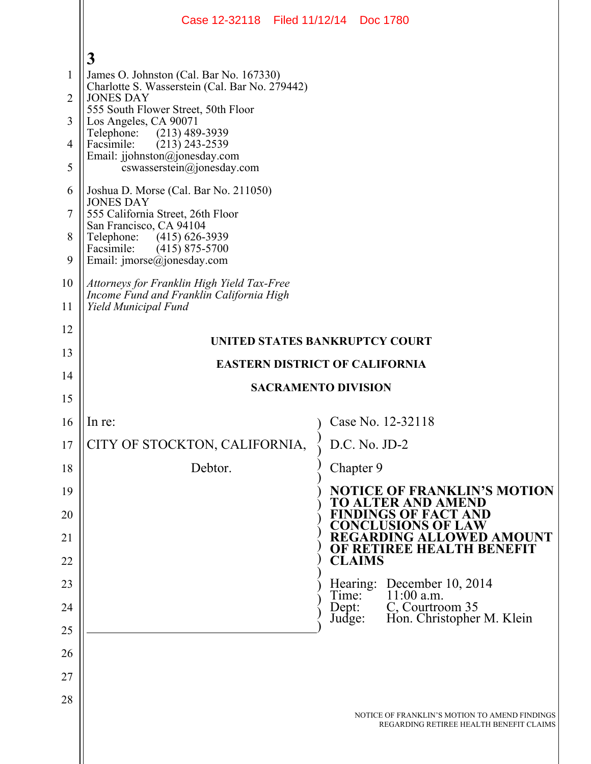James O. Johnston (Cal. Bar No. 167330)
Charlotte S. Wasserstein (Cal. Bar No. 279442)
JONES DAY
555 South Flower Street, 50th Floor
Los Angeles, CA 90071
Telephone: (213) 489-3939
Facsimile: (213) 243-2539
Email: jjohnston@jonesday.com
cswasserstein@jonesday.com

Joshua D. Morse (Cal. Bar No. 211050)
JONES DAY
555 California Street, 26th Floor
San Francisco, CA 94104
Telephone: (415) 626-3939
Facsimile: (415) 875-5700
Email: jmorse@jonesday.com

*Attorneys for Franklin High Yield Tax-Free Income Fund and Franklin California High Yield Municipal Fund*

**UNITED STATES BANKRUPTCY COURT**

**EASTERN DISTRICT OF CALIFORNIA**

**SACRAMENTO DIVISION**

| | |
|---|---|
| In re:<br><br>CITY OF STOCKTON, CALIFORNIA,<br><br>Debtor. | Case No. 12-32118<br><br>D.C. No. JD-2<br><br>Chapter 9<br><br>**NOTICE OF FRANKLIN'S MOTION TO ALTER AND AMEND FINDINGS OF FACT AND CONCLUSIONS OF LAW REGARDING ALLOWED AMOUNT OF RETIREE HEALTH BENEFIT CLAIMS**<br><br>Hearing: December 10, 2014<br>Time: 11:00 a.m.<br>Dept: C, Courtroom 35<br>Judge: Hon. Christopher M. Klein |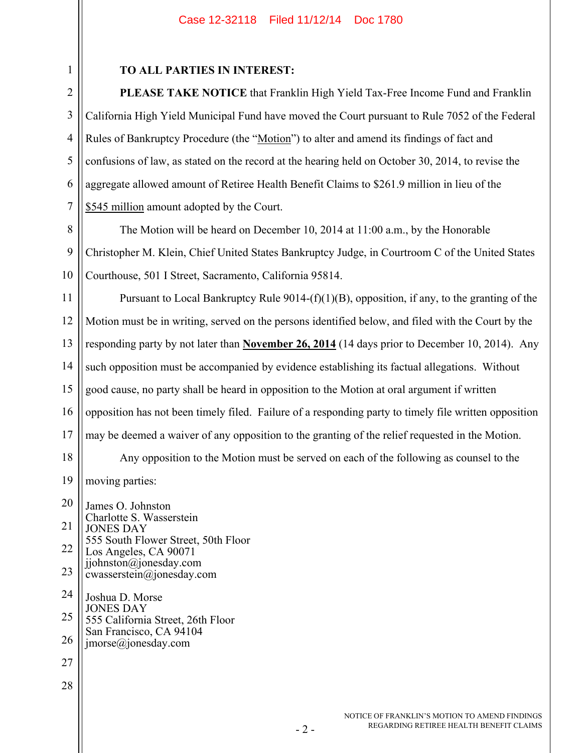**TO ALL PARTIES IN INTEREST:**

**PLEASE TAKE NOTICE** that Franklin High Yield Tax-Free Income Fund and Franklin California High Yield Municipal Fund have moved the Court pursuant to Rule 7052 of the Federal Rules of Bankruptcy Procedure (the "Motion") to alter and amend its findings of fact and confusions of law, as stated on the record at the hearing held on October 30, 2014, to revise the aggregate allowed amount of Retiree Health Benefit Claims to $261.9 million in lieu of the $545 million amount adopted by the Court.

The Motion will be heard on December 10, 2014 at 11:00 a.m., by the Honorable Christopher M. Klein, Chief United States Bankruptcy Judge, in Courtroom C of the United States Courthouse, 501 I Street, Sacramento, California 95814.

Pursuant to Local Bankruptcy Rule 9014-(f)(1)(B), opposition, if any, to the granting of the Motion must be in writing, served on the persons identified below, and filed with the Court by the responding party by not later than **November 26, 2014** (14 days prior to December 10, 2014). Any such opposition must be accompanied by evidence establishing its factual allegations. Without good cause, no party shall be heard in opposition to the Motion at oral argument if written opposition has not been timely filed. Failure of a responding party to timely file written opposition may be deemed a waiver of any opposition to the granting of the relief requested in the Motion.

Any opposition to the Motion must be served on each of the following as counsel to the moving parties:

James O. Johnston
Charlotte S. Wasserstein
JONES DAY
555 South Flower Street, 50th Floor
Los Angeles, CA 90071
jjohnston@jonesday.com
cwasserstein@jonesday.com

Joshua D. Morse
JONES DAY
555 California Street, 26th Floor
San Francisco, CA 94104
jmorse@jonesday.com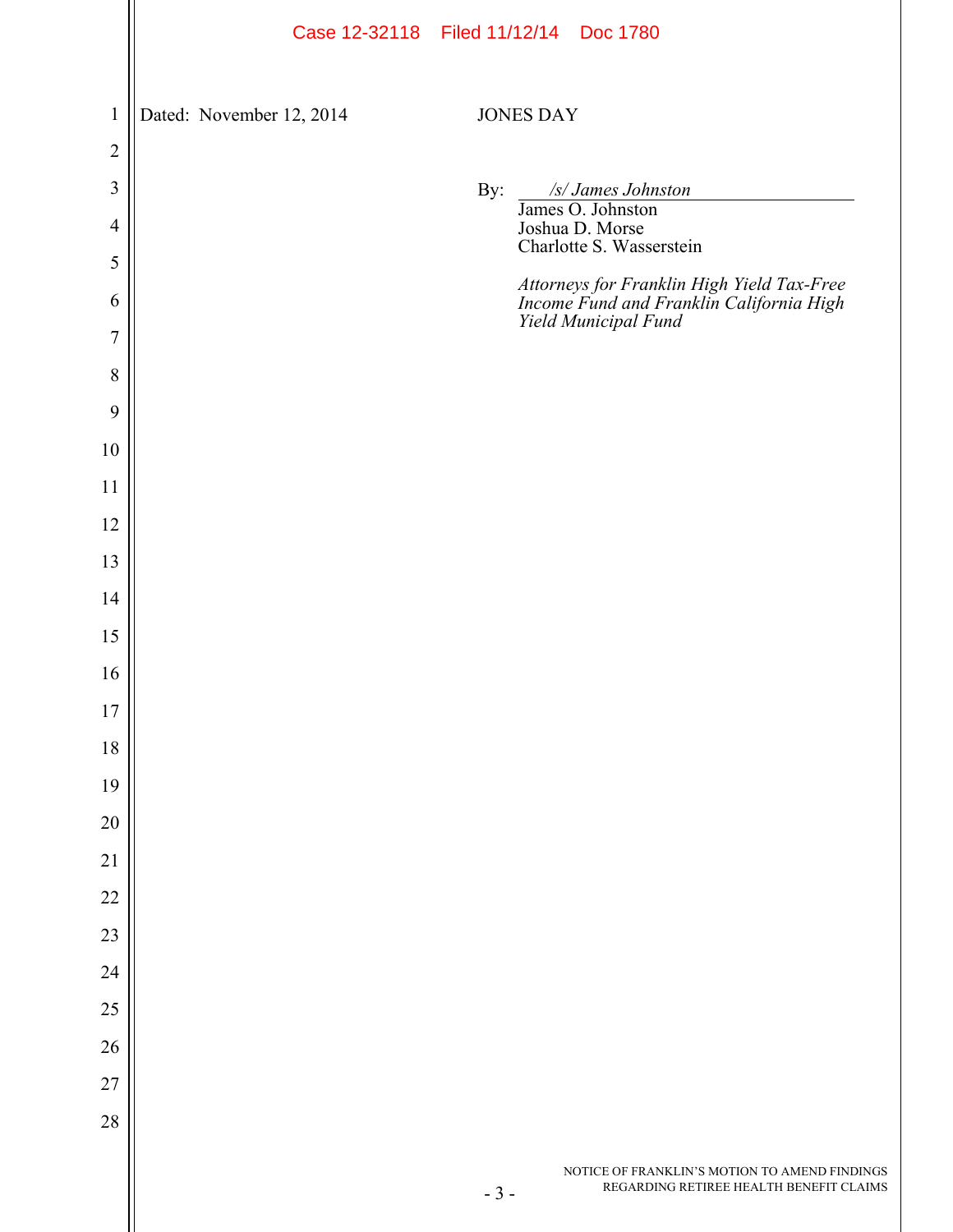Dated: November 12, 2014

JONES DAY

By: */s/ James Johnston*
James O. Johnston
Joshua D. Morse
Charlotte S. Wasserstein

*Attorneys for Franklin High Yield Tax-Free Income Fund and Franklin California High Yield Municipal Fund*